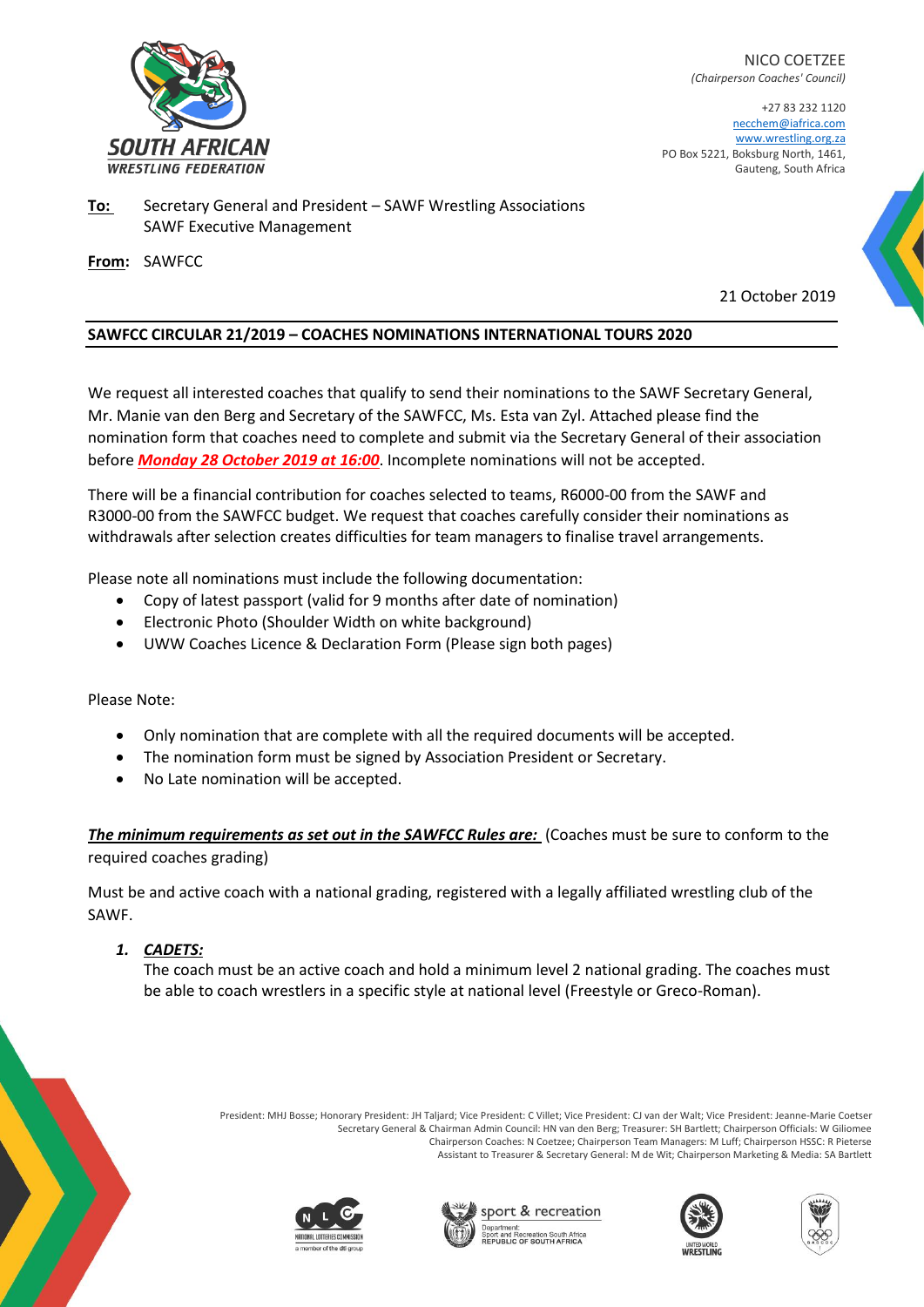SOUTH AFRICAN WRESTLING FEDERATION

NICO COETZEE
*(Chairperson Coaches' Council)*

+27 83 232 1120
necchem@iafrica.com
www.wrestling.org.za
PO Box 5221, Boksburg North, 1461,
Gauteng, South Africa

**To:** Secretary General and President – SAWF Wrestling Associations
SAWF Executive Management

**From:** SAWFCC

21 October 2019

**SAWFCC CIRCULAR 21/2019 – COACHES NOMINATIONS INTERNATIONAL TOURS 2020**

We request all interested coaches that qualify to send their nominations to the SAWF Secretary General, Mr. Manie van den Berg and Secretary of the SAWFCC, Ms. Esta van Zyl. Attached please find the nomination form that coaches need to complete and submit via the Secretary General of their association before ***Monday 28 October 2019 at 16:00***. Incomplete nominations will not be accepted.

There will be a financial contribution for coaches selected to teams, R6000-00 from the SAWF and R3000-00 from the SAWFCC budget. We request that coaches carefully consider their nominations as withdrawals after selection creates difficulties for team managers to finalise travel arrangements.

Please note all nominations must include the following documentation:

- Copy of latest passport (valid for 9 months after date of nomination)
- Electronic Photo (Shoulder Width on white background)
- UWW Coaches Licence & Declaration Form (Please sign both pages)

Please Note:

- Only nomination that are complete with all the required documents will be accepted.
- The nomination form must be signed by Association President or Secretary.
- No Late nomination will be accepted.

***The minimum requirements as set out in the SAWFCC Rules are:*** (Coaches must be sure to conform to the required coaches grading)

Must be and active coach with a national grading, registered with a legally affiliated wrestling club of the SAWF.

1. ***CADETS:***
   The coach must be an active coach and hold a minimum level 2 national grading. The coaches must be able to coach wrestlers in a specific style at national level (Freestyle or Greco-Roman).

President: MHJ Bosse; Honorary President: JH Taljard; Vice President: C Villet; Vice President: CJ van der Walt; Vice President: Jeanne-Marie Coetser
Secretary General & Chairman Admin Council: HN van den Berg; Treasurer: SH Bartlett; Chairperson Officials: W Giliomee
Chairperson Coaches: N Coetzee; Chairperson Team Managers: M Luff; Chairperson HSSC: R Pieterse
Assistant to Treasurer & Secretary General: M de Wit; Chairperson Marketing & Media: SA Bartlett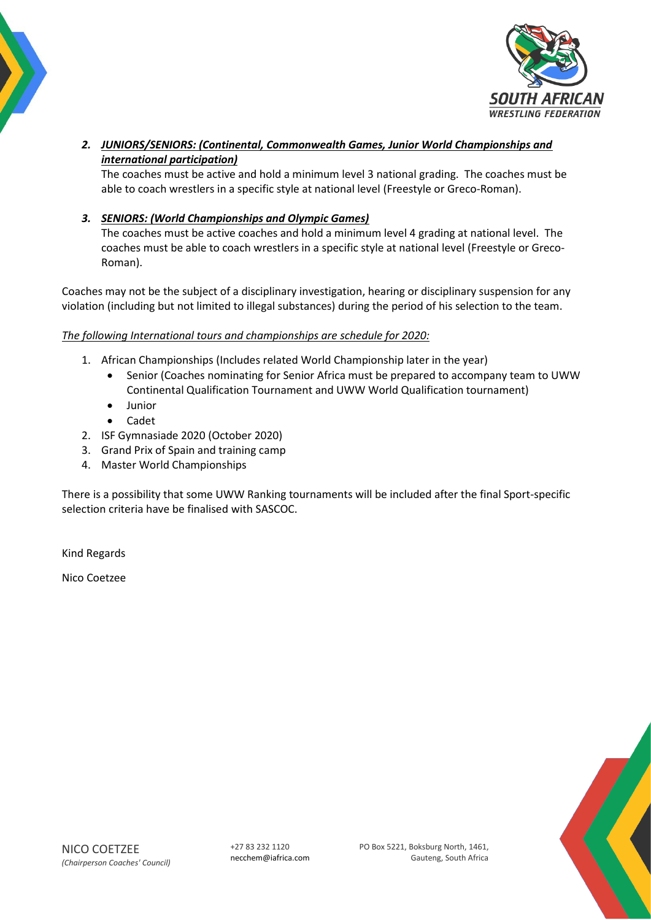2. ***JUNIORS/SENIORS: (Continental, Commonwealth Games, Junior World Championships and international participation)***

   The coaches must be active and hold a minimum level 3 national grading. The coaches must be able to coach wrestlers in a specific style at national level (Freestyle or Greco-Roman).

3. ***SENIORS: (World Championships and Olympic Games)***

   The coaches must be active coaches and hold a minimum level 4 grading at national level. The coaches must be able to coach wrestlers in a specific style at national level (Freestyle or Greco-Roman).

Coaches may not be the subject of a disciplinary investigation, hearing or disciplinary suspension for any violation (including but not limited to illegal substances) during the period of his selection to the team.

*The following International tours and championships are schedule for 2020:*

1. African Championships (Includes related World Championship later in the year)
   - Senior (Coaches nominating for Senior Africa must be prepared to accompany team to UWW Continental Qualification Tournament and UWW World Qualification tournament)
   - Junior
   - Cadet
2. ISF Gymnasiade 2020 (October 2020)
3. Grand Prix of Spain and training camp
4. Master World Championships

There is a possibility that some UWW Ranking tournaments will be included after the final Sport-specific selection criteria have be finalised with SASCOC.

Kind Regards

Nico Coetzee